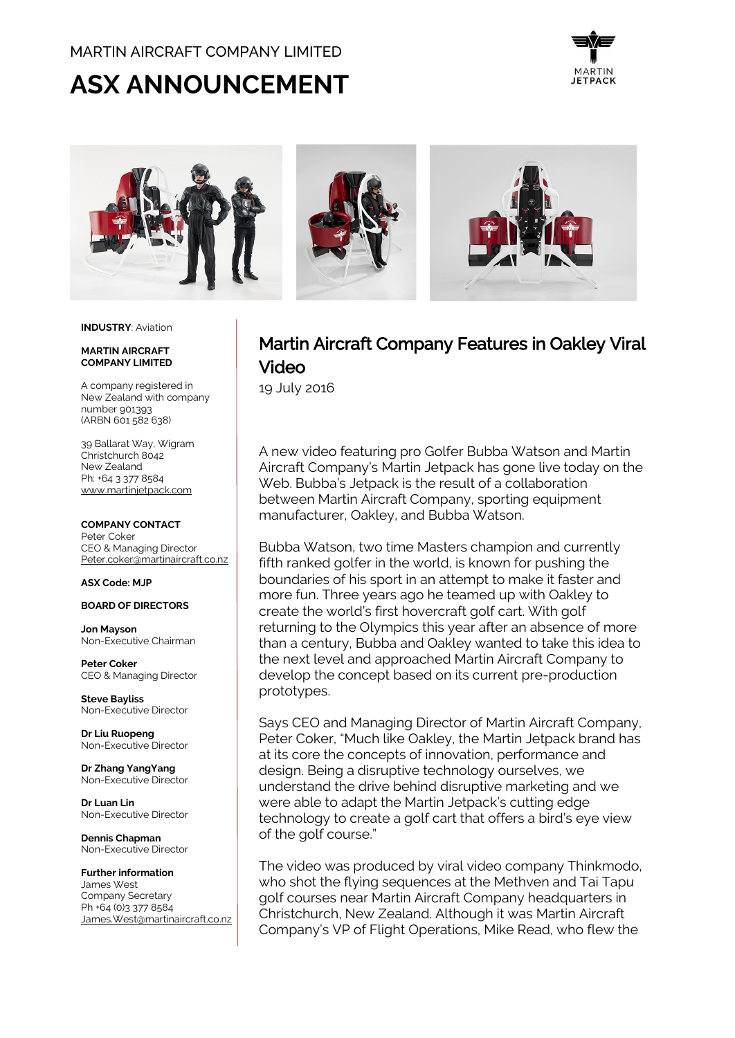MARTIN AIRCRAFT COMPANY LIMITED

# ASX ANNOUNCEMENT

**INDUSTRY**: Aviation

**MARTIN AIRCRAFT COMPANY LIMITED**

A company registered in New Zealand with company number 901393 (ARBN 601 582 638)

39 Ballarat Way, Wigram
Christchurch 8042
New Zealand
Ph: +64 3 377 8584
www.martinjetpack.com

**COMPANY CONTACT**
Peter Coker
CEO & Managing Director
Peter.coker@martinaircraft.co.nz

**ASX Code: MJP**

**BOARD OF DIRECTORS**

**Jon Mayson**
Non-Executive Chairman

**Peter Coker**
CEO & Managing Director

**Steve Bayliss**
Non-Executive Director

**Dr Liu Ruopeng**
Non-Executive Director

**Dr Zhang YangYang**
Non-Executive Director

**Dr Luan Lin**
Non-Executive Director

**Dennis Chapman**
Non-Executive Director

**Further information**
James West
Company Secretary
Ph +64 (0)3 377 8584
James.West@martinaircraft.co.nz

## Martin Aircraft Company Features in Oakley Viral Video

19 July 2016

A new video featuring pro Golfer Bubba Watson and Martin Aircraft Company's Martin Jetpack has gone live today on the Web. Bubba's Jetpack is the result of a collaboration between Martin Aircraft Company, sporting equipment manufacturer, Oakley, and Bubba Watson.

Bubba Watson, two time Masters champion and currently fifth ranked golfer in the world, is known for pushing the boundaries of his sport in an attempt to make it faster and more fun. Three years ago he teamed up with Oakley to create the world's first hovercraft golf cart. With golf returning to the Olympics this year after an absence of more than a century, Bubba and Oakley wanted to take this idea to the next level and approached Martin Aircraft Company to develop the concept based on its current pre-production prototypes.

Says CEO and Managing Director of Martin Aircraft Company, Peter Coker, "Much like Oakley, the Martin Jetpack brand has at its core the concepts of innovation, performance and design. Being a disruptive technology ourselves, we understand the drive behind disruptive marketing and we were able to adapt the Martin Jetpack's cutting edge technology to create a golf cart that offers a bird's eye view of the golf course."

The video was produced by viral video company Thinkmodo, who shot the flying sequences at the Methven and Tai Tapu golf courses near Martin Aircraft Company headquarters in Christchurch, New Zealand. Although it was Martin Aircraft Company's VP of Flight Operations, Mike Read, who flew the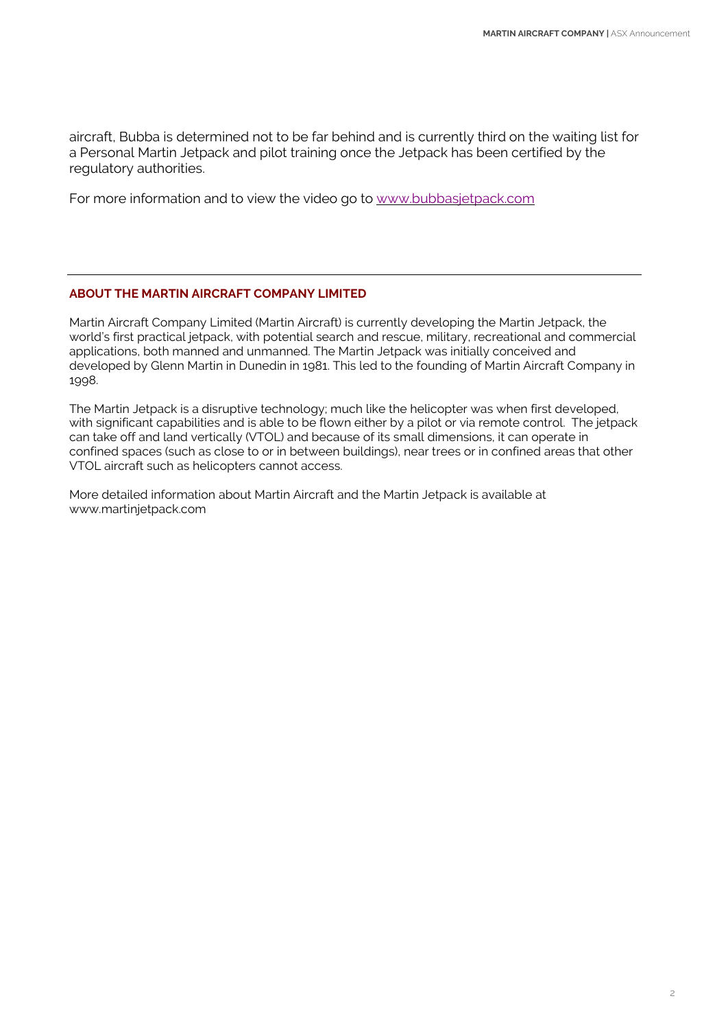aircraft, Bubba is determined not to be far behind and is currently third on the waiting list for a Personal Martin Jetpack and pilot training once the Jetpack has been certified by the regulatory authorities.

For more information and to view the video go to [www.bubbasjetpack.com](http://www.bubbasjetpack.com)

---

## ABOUT THE MARTIN AIRCRAFT COMPANY LIMITED

Martin Aircraft Company Limited (Martin Aircraft) is currently developing the Martin Jetpack, the world's first practical jetpack, with potential search and rescue, military, recreational and commercial applications, both manned and unmanned. The Martin Jetpack was initially conceived and developed by Glenn Martin in Dunedin in 1981. This led to the founding of Martin Aircraft Company in 1998.

The Martin Jetpack is a disruptive technology; much like the helicopter was when first developed, with significant capabilities and is able to be flown either by a pilot or via remote control. The jetpack can take off and land vertically (VTOL) and because of its small dimensions, it can operate in confined spaces (such as close to or in between buildings), near trees or in confined areas that other VTOL aircraft such as helicopters cannot access.

More detailed information about Martin Aircraft and the Martin Jetpack is available at www.martinjetpack.com